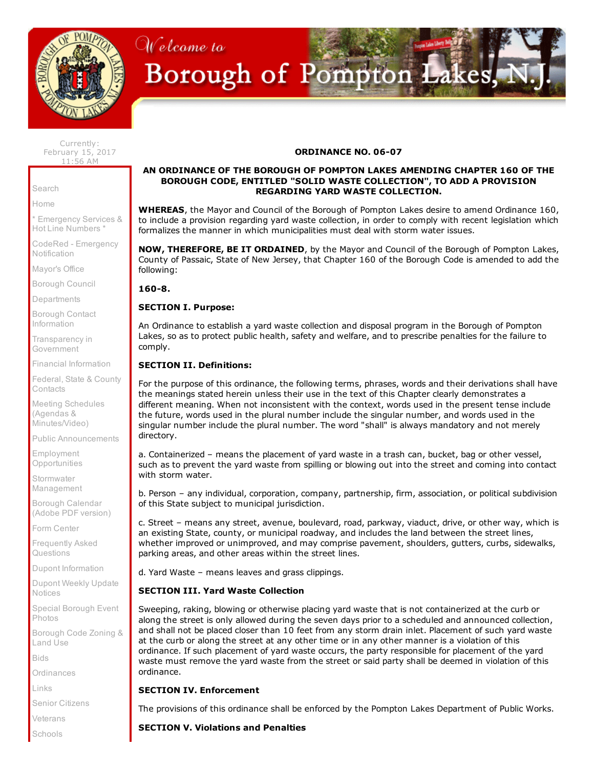**ORDINANCE NO. 06-07**

**AN ORDINANCE OF THE BOROUGH OF POMPTON LAKES AMENDING CHAPTER 160 OF THE BOROUGH CODE, ENTITLED "SOLID WASTE COLLECTION", TO ADD A PROVISION REGARDING YARD WASTE COLLECTION.**

**WHEREAS**, the Mayor and Council of the Borough of Pompton Lakes desire to amend Ordinance 160, to include a provision regarding yard waste collection, in order to comply with recent legislation which formalizes the manner in which municipalities must deal with storm water issues.

**NOW, THEREFORE, BE IT ORDAINED**, by the Mayor and Council of the Borough of Pompton Lakes, County of Passaic, State of New Jersey, that Chapter 160 of the Borough Code is amended to add the following:

**160-8.**

**SECTION I. Purpose:**

An Ordinance to establish a yard waste collection and disposal program in the Borough of Pompton Lakes, so as to protect public health, safety and welfare, and to prescribe penalties for the failure to comply.

**SECTION II. Definitions:**

For the purpose of this ordinance, the following terms, phrases, words and their derivations shall have the meanings stated herein unless their use in the text of this Chapter clearly demonstrates a different meaning. When not inconsistent with the context, words used in the present tense include the future, words used in the plural number include the singular number, and words used in the singular number include the plural number. The word "shall" is always mandatory and not merely directory.

a. Containerized – means the placement of yard waste in a trash can, bucket, bag or other vessel, such as to prevent the yard waste from spilling or blowing out into the street and coming into contact with storm water.

b. Person – any individual, corporation, company, partnership, firm, association, or political subdivision of this State subject to municipal jurisdiction.

c. Street – means any street, avenue, boulevard, road, parkway, viaduct, drive, or other way, which is an existing State, county, or municipal roadway, and includes the land between the street lines, whether improved or unimproved, and may comprise pavement, shoulders, gutters, curbs, sidewalks, parking areas, and other areas within the street lines.

d. Yard Waste – means leaves and grass clippings.

**SECTION III. Yard Waste Collection**

Sweeping, raking, blowing or otherwise placing yard waste that is not containerized at the curb or along the street is only allowed during the seven days prior to a scheduled and announced collection, and shall not be placed closer than 10 feet from any storm drain inlet. Placement of such yard waste at the curb or along the street at any other time or in any other manner is a violation of this ordinance. If such placement of yard waste occurs, the party responsible for placement of the yard waste must remove the yard waste from the street or said party shall be deemed in violation of this ordinance.

**SECTION IV. Enforcement**

The provisions of this ordinance shall be enforced by the Pompton Lakes Department of Public Works.

**SECTION V. Violations and Penalties**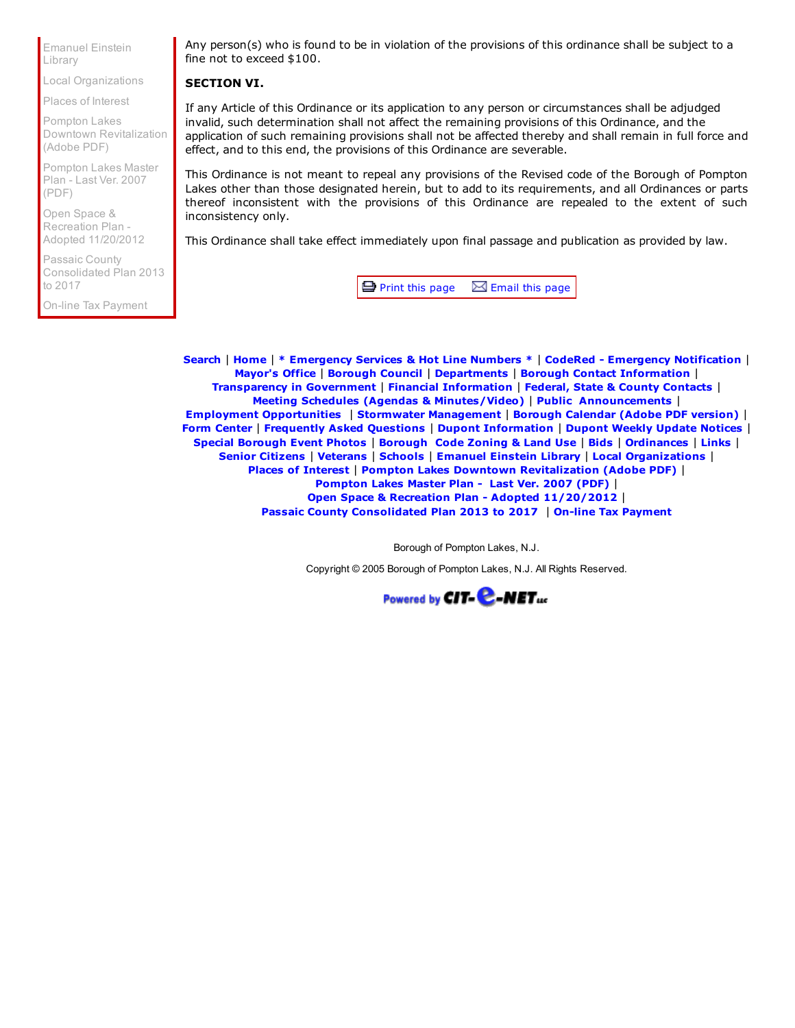Emanuel Einstein Library

Local Organizations

Places of Interest

Pompton Lakes Downtown Revitalization (Adobe PDF)

Pompton Lakes Master Plan - Last Ver. 2007 (PDF)

Open Space & Recreation Plan - Adopted 11/20/2012

Passaic County Consolidated Plan 2013 to 2017

On-line Tax Payment

Any person(s) who is found to be in violation of the provisions of this ordinance shall be subject to a fine not to exceed $100.

**SECTION VI.**

If any Article of this Ordinance or its application to any person or circumstances shall be adjudged invalid, such determination shall not affect the remaining provisions of this Ordinance, and the application of such remaining provisions shall not be affected thereby and shall remain in full force and effect, and to this end, the provisions of this Ordinance are severable.

This Ordinance is not meant to repeal any provisions of the Revised code of the Borough of Pompton Lakes other than those designated herein, but to add to its requirements, and all Ordinances or parts thereof inconsistent with the provisions of this Ordinance are repealed to the extent of such inconsistency only.

This Ordinance shall take effect immediately upon final passage and publication as provided by law.

Print this page | Email this page

**Search** | **Home** | **\* Emergency Services & Hot Line Numbers \*** | **CodeRed - Emergency Notification** | **Mayor's Office** | **Borough Council** | **Departments** | **Borough Contact Information** | **Transparency in Government** | **Financial Information** | **Federal, State & County Contacts** | **Meeting Schedules (Agendas & Minutes/Video)** | **Public Announcements** | **Employment Opportunities** | **Stormwater Management** | **Borough Calendar (Adobe PDF version)** | **Form Center** | **Frequently Asked Questions** | **Dupont Information** | **Dupont Weekly Update Notices** | **Special Borough Event Photos** | **Borough Code Zoning & Land Use** | **Bids** | **Ordinances** | **Links** | **Senior Citizens** | **Veterans** | **Schools** | **Emanuel Einstein Library** | **Local Organizations** | **Places of Interest** | **Pompton Lakes Downtown Revitalization (Adobe PDF)** | **Pompton Lakes Master Plan - Last Ver. 2007 (PDF)** | **Open Space & Recreation Plan - Adopted 11/20/2012** | **Passaic County Consolidated Plan 2013 to 2017** | **On-line Tax Payment**

Borough of Pompton Lakes, N.J.

Copyright © 2005 Borough of Pompton Lakes, N.J. All Rights Reserved.

Powered by CIT-E-NET LLC